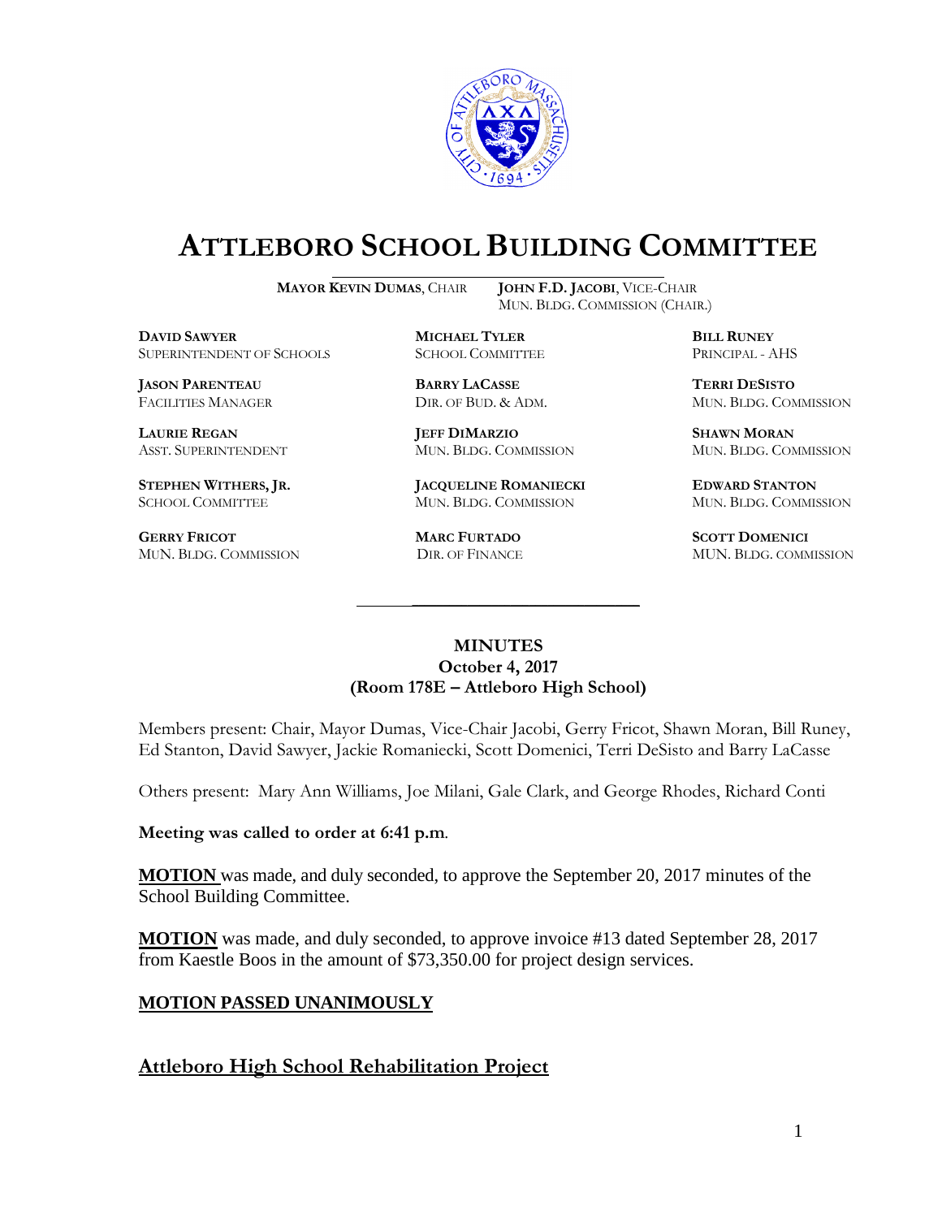# ATTLEBORO SCHOOL BUILDING COMMITTEE

**MAYOR KEVIN DUMAS**, CHAIR
**JOHN F.D. JACOBI**, VICE-CHAIR
MUN. BLDG. COMMISSION (CHAIR.)

**DAVID SAWYER**
SUPERINTENDENT OF SCHOOLS

**MICHAEL TYLER**
SCHOOL COMMITTEE

**BILL RUNEY**
PRINCIPAL - AHS

**JASON PARENTEAU**
FACILITIES MANAGER

**BARRY LACASSE**
DIR. OF BUD. & ADM.

**TERRI DESISTO**
MUN. BLDG. COMMISSION

**LAURIE REGAN**
ASST. SUPERINTENDENT

**JEFF DIMARZIO**
MUN. BLDG. COMMISSION

**SHAWN MORAN**
MUN. BLDG. COMMISSION

**STEPHEN WITHERS, JR.**
SCHOOL COMMITTEE

**JACQUELINE ROMANIECKI**
MUN. BLDG. COMMISSION

**EDWARD STANTON**
MUN. BLDG. COMMISSION

**GERRY FRICOT**
MUN. BLDG. COMMISSION

**MARC FURTADO**
DIR. OF FINANCE

**SCOTT DOMENICI**
MUN. BLDG. COMMISSION

---

**MINUTES**
**October 4, 2017**
**(Room 178E – Attleboro High School)**

Members present: Chair, Mayor Dumas, Vice-Chair Jacobi, Gerry Fricot, Shawn Moran, Bill Runey, Ed Stanton, David Sawyer, Jackie Romaniecki, Scott Domenici, Terri DeSisto and Barry LaCasse

Others present: Mary Ann Williams, Joe Milani, Gale Clark, and George Rhodes, Richard Conti

**Meeting was called to order at 6:41 p.m**.

**MOTION** was made, and duly seconded, to approve the September 20, 2017 minutes of the School Building Committee.

**MOTION** was made, and duly seconded, to approve invoice #13 dated September 28, 2017 from Kaestle Boos in the amount of $73,350.00 for project design services.

**MOTION PASSED UNANIMOUSLY**

## Attleboro High School Rehabilitation Project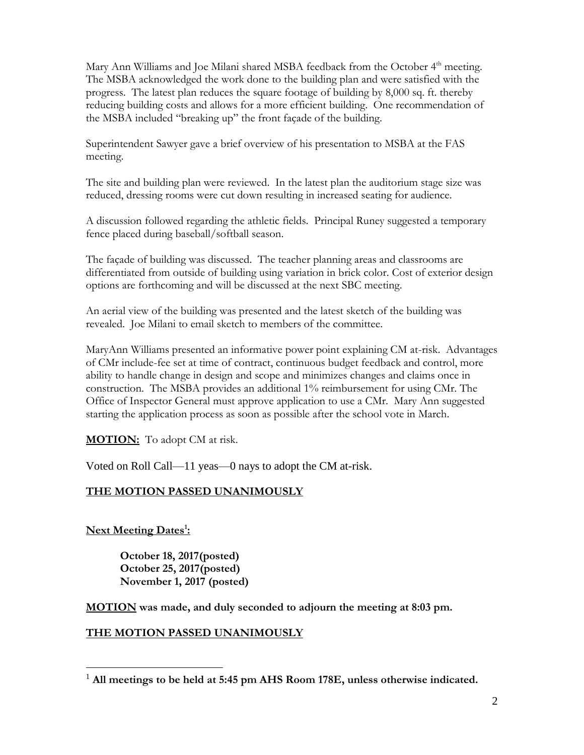Mary Ann Williams and Joe Milani shared MSBA feedback from the October 4th meeting. The MSBA acknowledged the work done to the building plan and were satisfied with the progress. The latest plan reduces the square footage of building by 8,000 sq. ft. thereby reducing building costs and allows for a more efficient building. One recommendation of the MSBA included "breaking up" the front façade of the building.

Superintendent Sawyer gave a brief overview of his presentation to MSBA at the FAS meeting.

The site and building plan were reviewed. In the latest plan the auditorium stage size was reduced, dressing rooms were cut down resulting in increased seating for audience.

A discussion followed regarding the athletic fields. Principal Runey suggested a temporary fence placed during baseball/softball season.

The façade of building was discussed. The teacher planning areas and classrooms are differentiated from outside of building using variation in brick color. Cost of exterior design options are forthcoming and will be discussed at the next SBC meeting.

An aerial view of the building was presented and the latest sketch of the building was revealed. Joe Milani to email sketch to members of the committee.

MaryAnn Williams presented an informative power point explaining CM at-risk. Advantages of CMr include-fee set at time of contract, continuous budget feedback and control, more ability to handle change in design and scope and minimizes changes and claims once in construction. The MSBA provides an additional 1% reimbursement for using CMr. The Office of Inspector General must approve application to use a CMr. Mary Ann suggested starting the application process as soon as possible after the school vote in March.

**MOTION:** To adopt CM at risk.

Voted on Roll Call—11 yeas—0 nays to adopt the CM at-risk.

**THE MOTION PASSED UNANIMOUSLY**

**Next Meeting Dates[1]:**

**October 18, 2017(posted)**
**October 25, 2017(posted)**
**November 1, 2017 (posted)**

**MOTION was made, and duly seconded to adjourn the meeting at 8:03 pm.**

**THE MOTION PASSED UNANIMOUSLY**

[1] **All meetings to be held at 5:45 pm AHS Room 178E, unless otherwise indicated.**